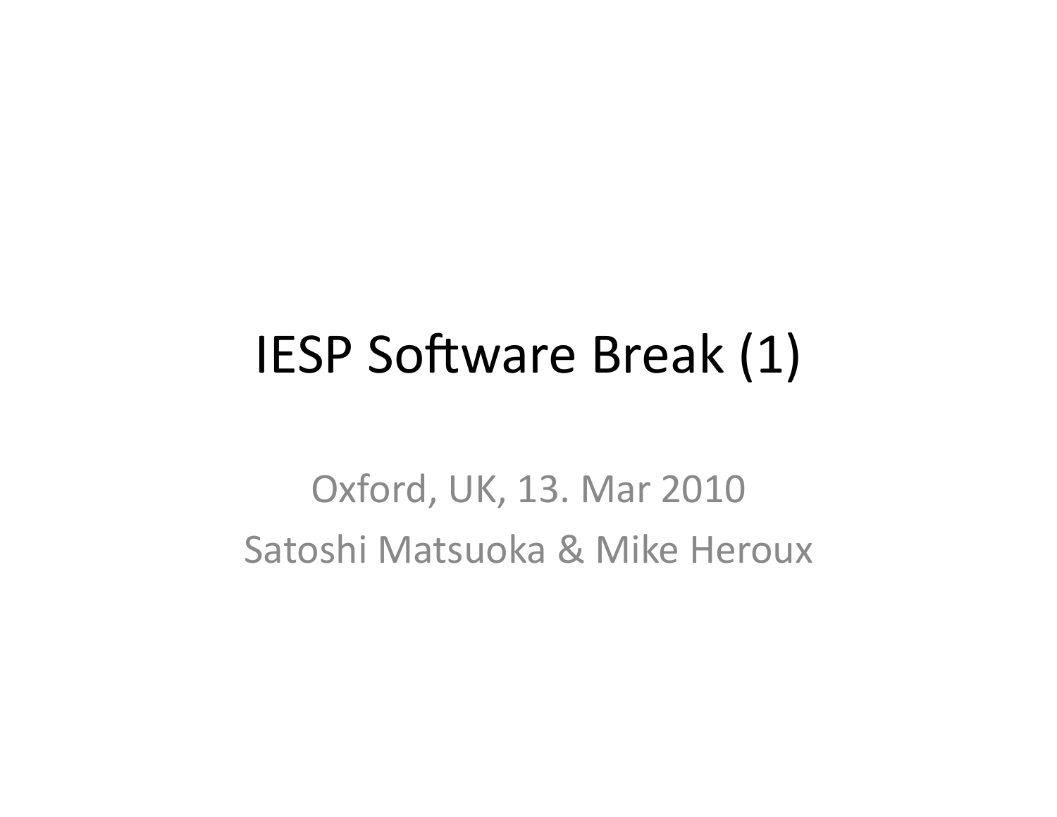# IESP Software Break (1)

Oxford, UK, 13. Mar 2010

Satoshi Matsuoka & Mike Heroux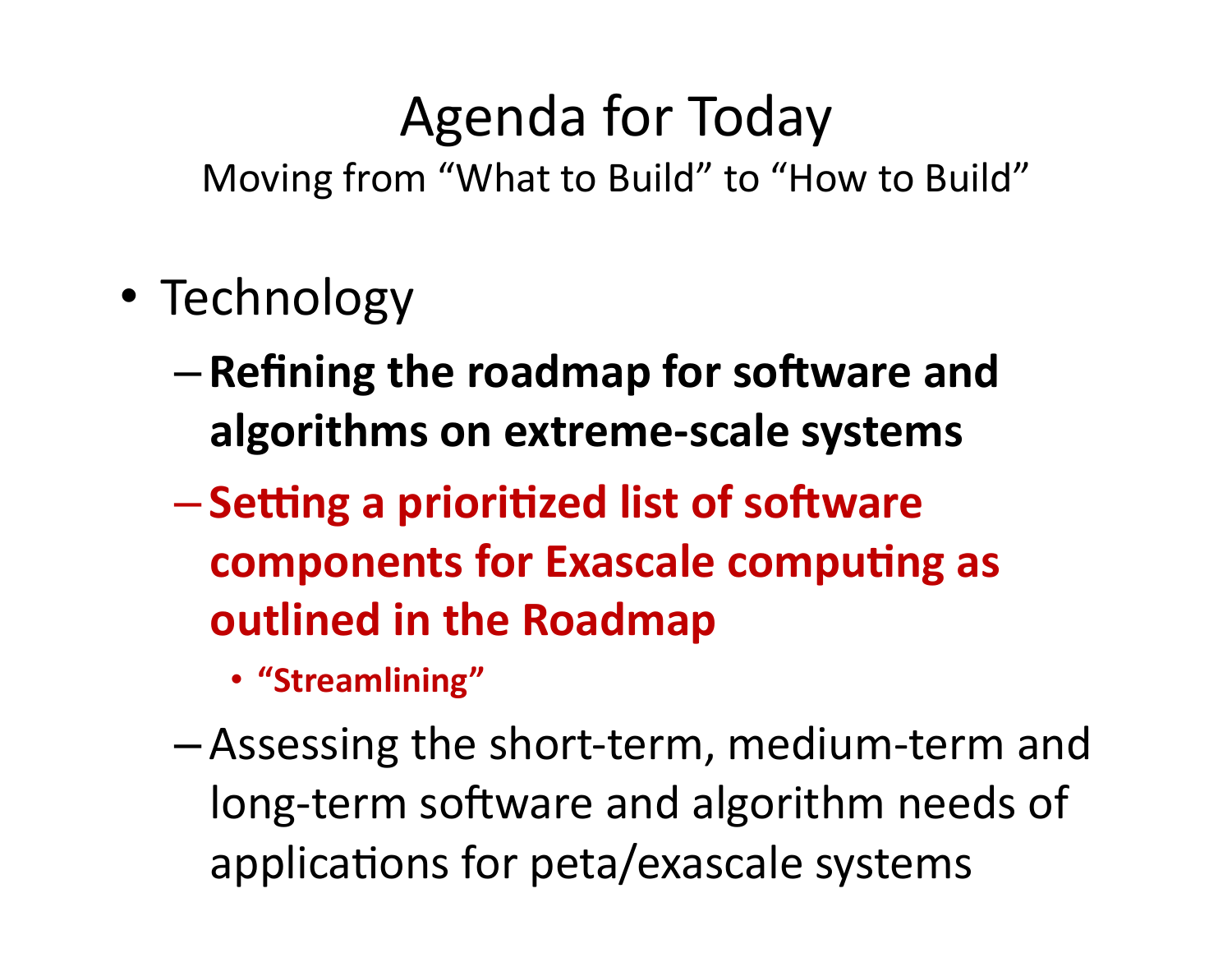# Agenda for Today

Moving from “What to Build” to “How to Build”

- Technology
  - **Refining the roadmap for software and algorithms on extreme-scale systems**
  - **Setting a prioritized list of software components for Exascale computing as outlined in the Roadmap**
    - **“Streamlining”**
  - Assessing the short-term, medium-term and long-term software and algorithm needs of applications for peta/exascale systems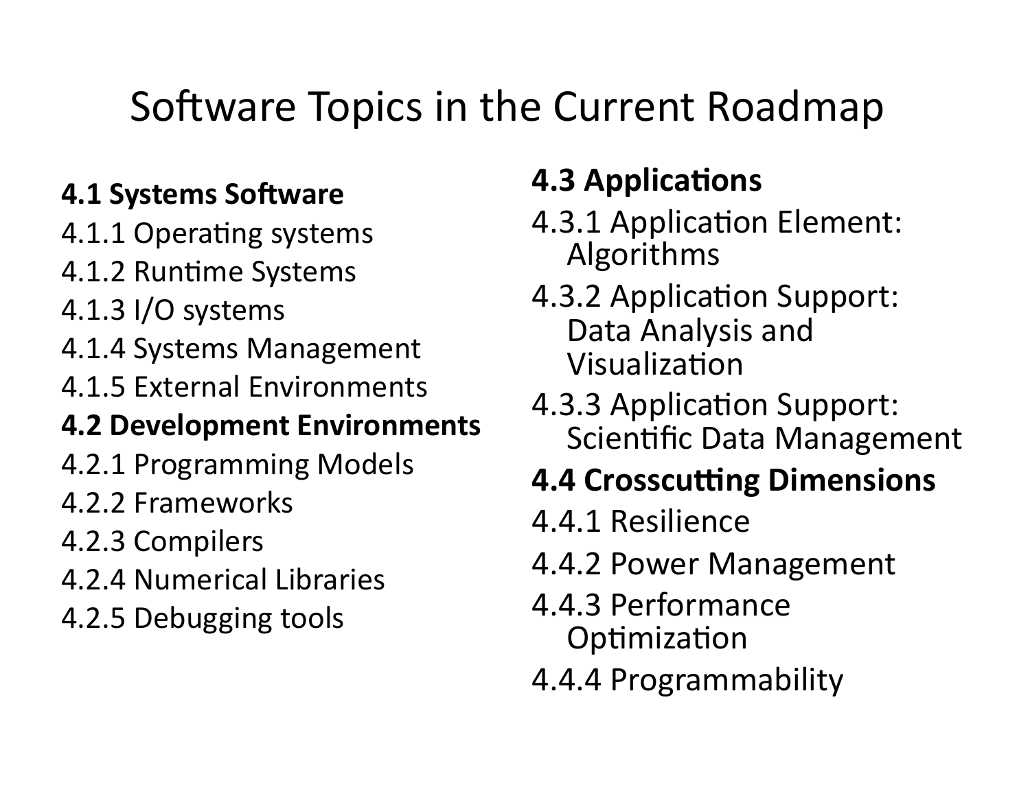# Software Topics in the Current Roadmap

**4.1 Systems Software**

4.1.1 Operating systems

4.1.2 Runtime Systems

4.1.3 I/O systems

4.1.4 Systems Management

4.1.5 External Environments

**4.2 Development Environments**

4.2.1 Programming Models

4.2.2 Frameworks

4.2.3 Compilers

4.2.4 Numerical Libraries

4.2.5 Debugging tools

**4.3 Applications**

4.3.1 Application Element: Algorithms

4.3.2 Application Support: Data Analysis and Visualization

4.3.3 Application Support: Scientific Data Management

**4.4 Crosscutting Dimensions**

4.4.1 Resilience

4.4.2 Power Management

4.4.3 Performance Optimization

4.4.4 Programmability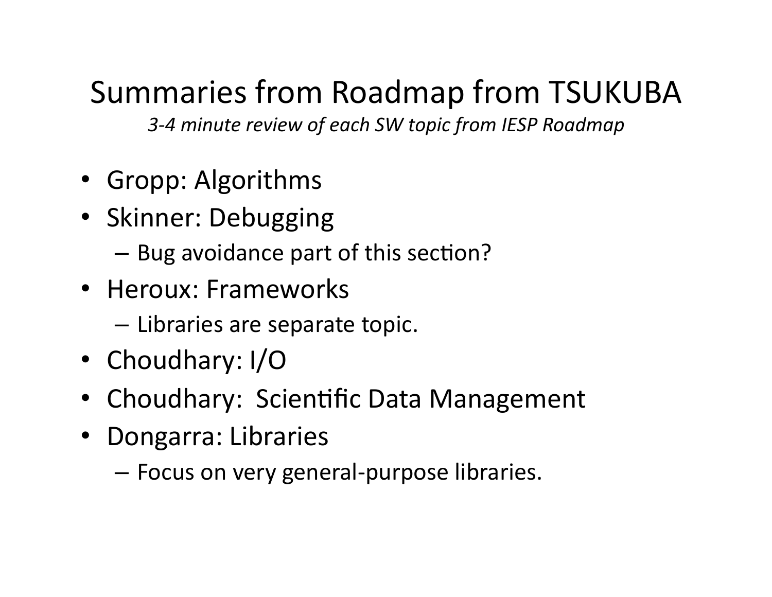# Summaries from Roadmap from TSUKUBA

*3-4 minute review of each SW topic from IESP Roadmap*

- Gropp: Algorithms
- Skinner: Debugging
  - Bug avoidance part of this section?
- Heroux: Frameworks
  - Libraries are separate topic.
- Choudhary: I/O
- Choudhary: Scientific Data Management
- Dongarra: Libraries
  - Focus on very general-purpose libraries.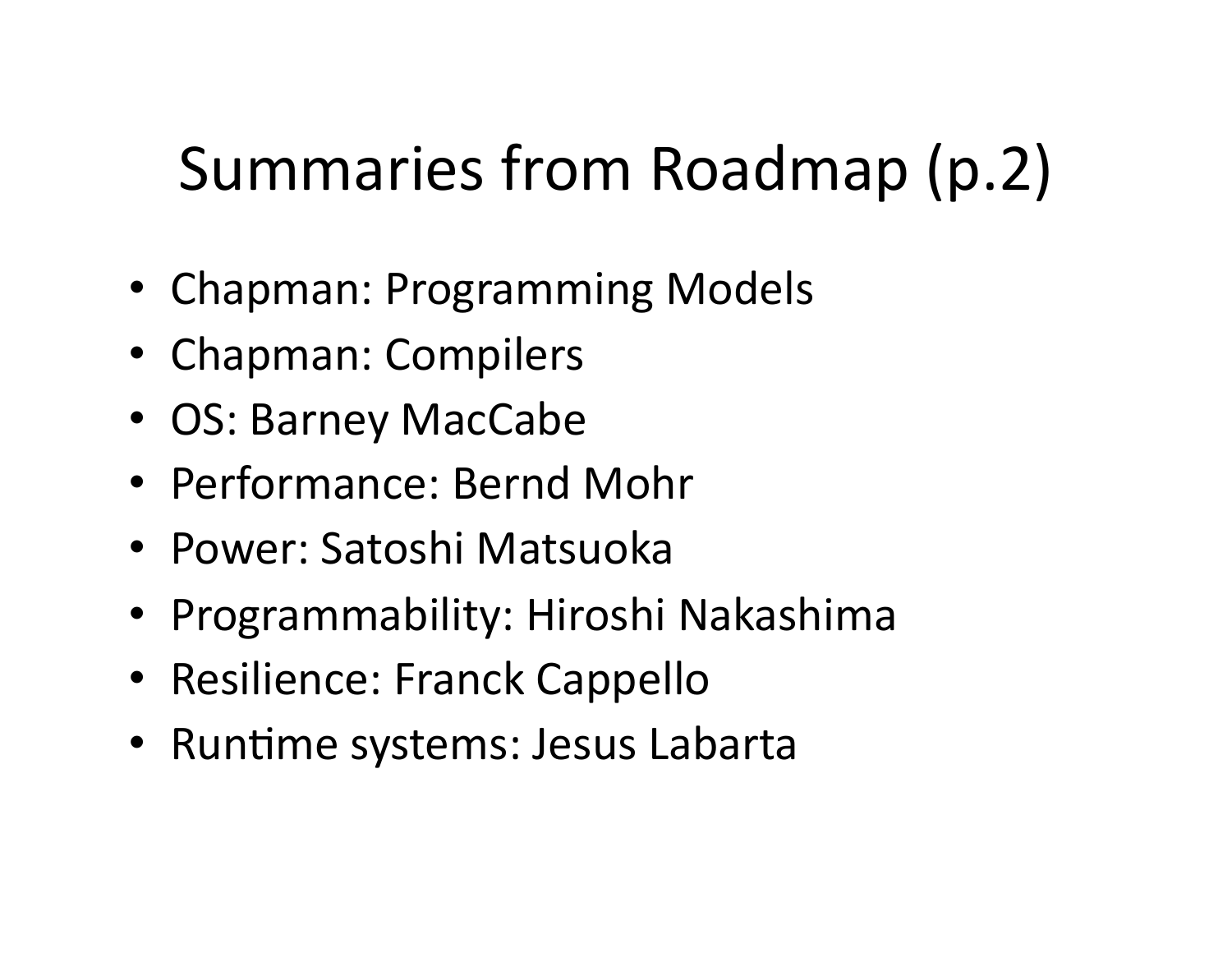# Summaries from Roadmap (p.2)

- Chapman: Programming Models
- Chapman: Compilers
- OS: Barney MacCabe
- Performance: Bernd Mohr
- Power: Satoshi Matsuoka
- Programmability: Hiroshi Nakashima
- Resilience: Franck Cappello
- Runtime systems: Jesus Labarta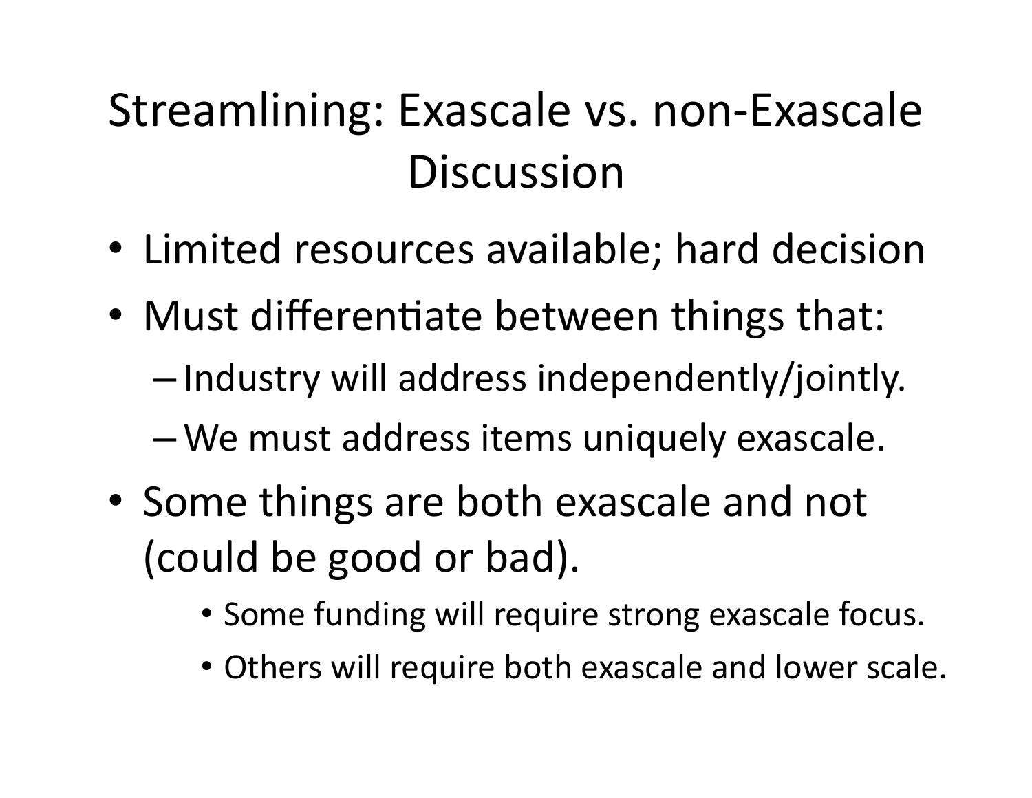# Streamlining: Exascale vs. non-Exascale Discussion

- Limited resources available; hard decision
- Must differentiate between things that:
  - Industry will address independently/jointly.
  - We must address items uniquely exascale.
- Some things are both exascale and not (could be good or bad).
  - Some funding will require strong exascale focus.
  - Others will require both exascale and lower scale.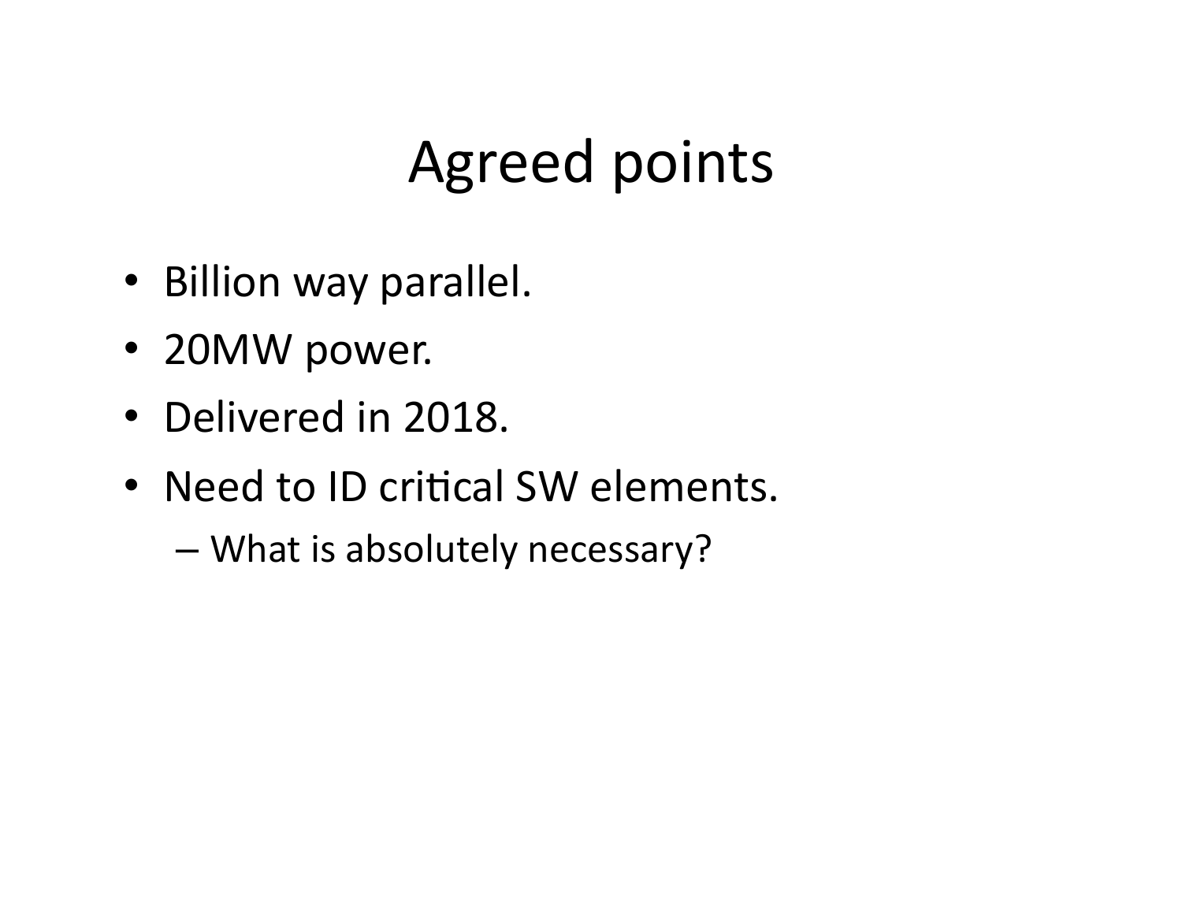# Agreed points

- Billion way parallel.
- 20MW power.
- Delivered in 2018.
- Need to ID critical SW elements.
  - What is absolutely necessary?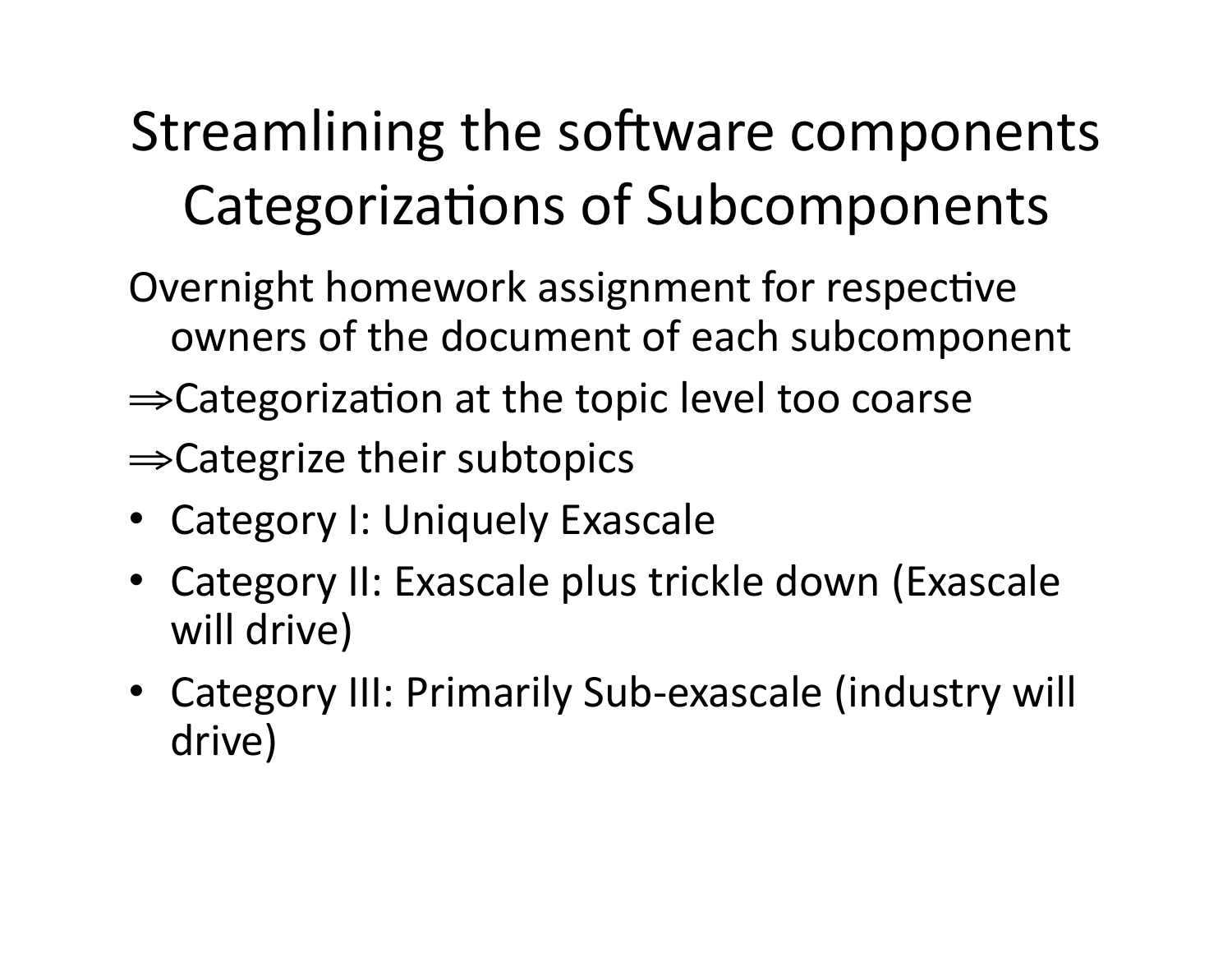# Streamlining the software components Categorizations of Subcomponents

Overnight homework assignment for respective owners of the document of each subcomponent

⇒Categorization at the topic level too coarse

⇒Categrize their subtopics

- Category I: Uniquely Exascale
- Category II: Exascale plus trickle down (Exascale will drive)
- Category III: Primarily Sub-exascale (industry will drive)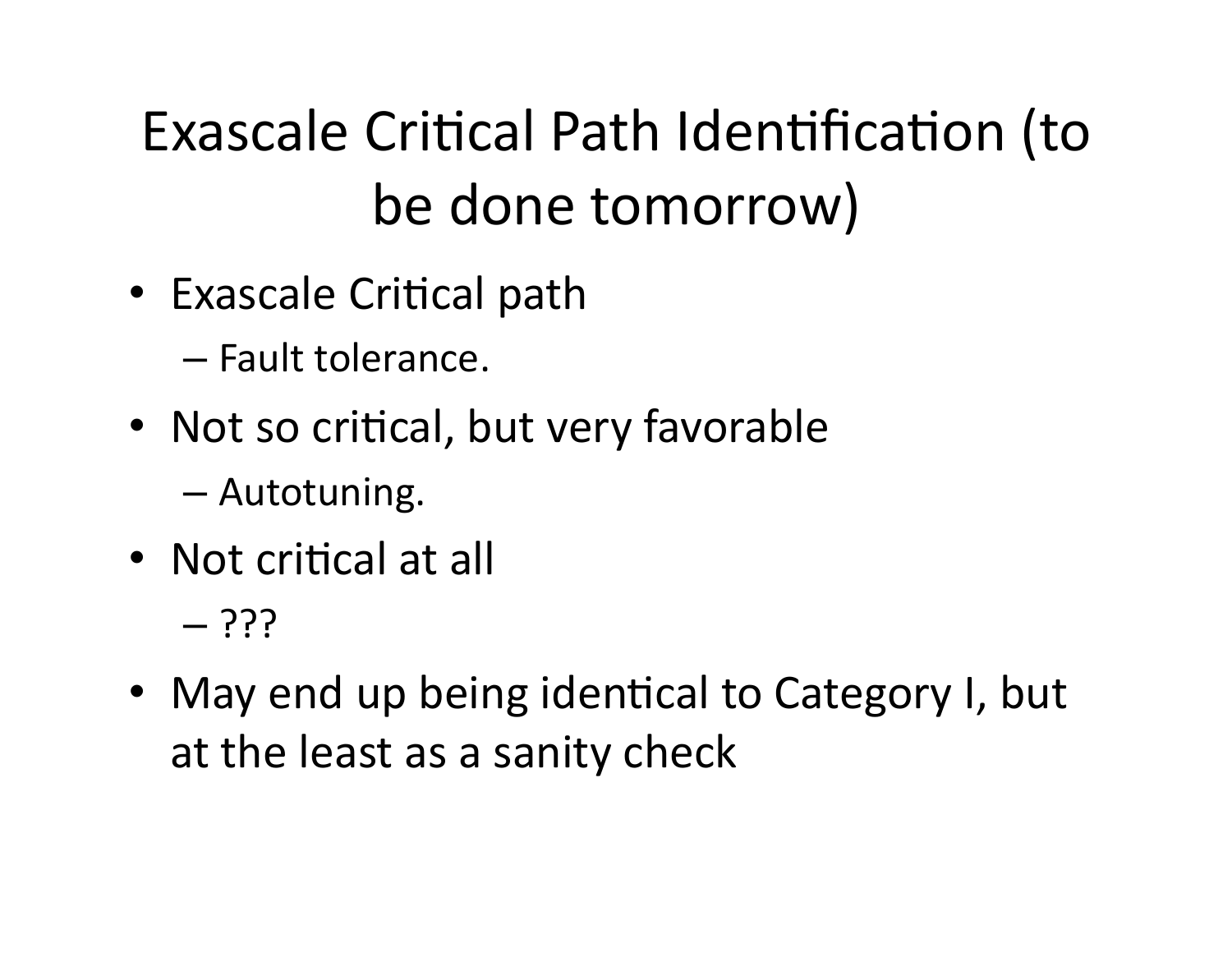# Exascale Critical Path Identification (to be done tomorrow)

- Exascale Critical path
  - Fault tolerance.
- Not so critical, but very favorable
  - Autotuning.
- Not critical at all
  - ???
- May end up being identical to Category I, but at the least as a sanity check